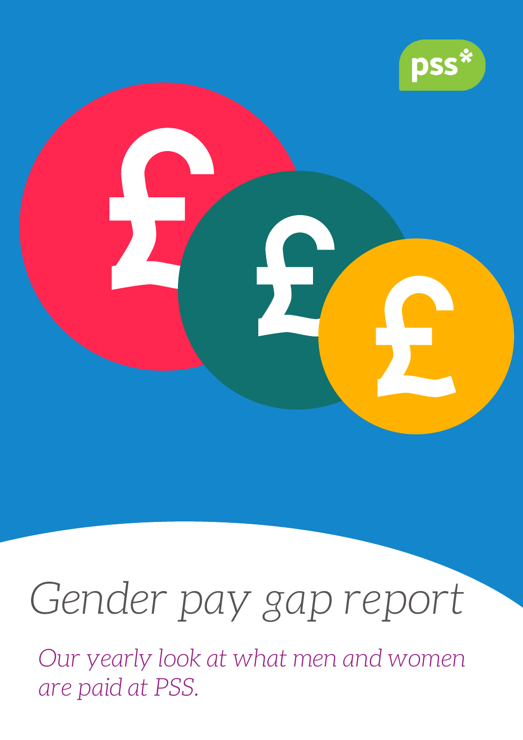pss*

# Gender pay gap report

*Our yearly look at what men and women are paid at PSS.*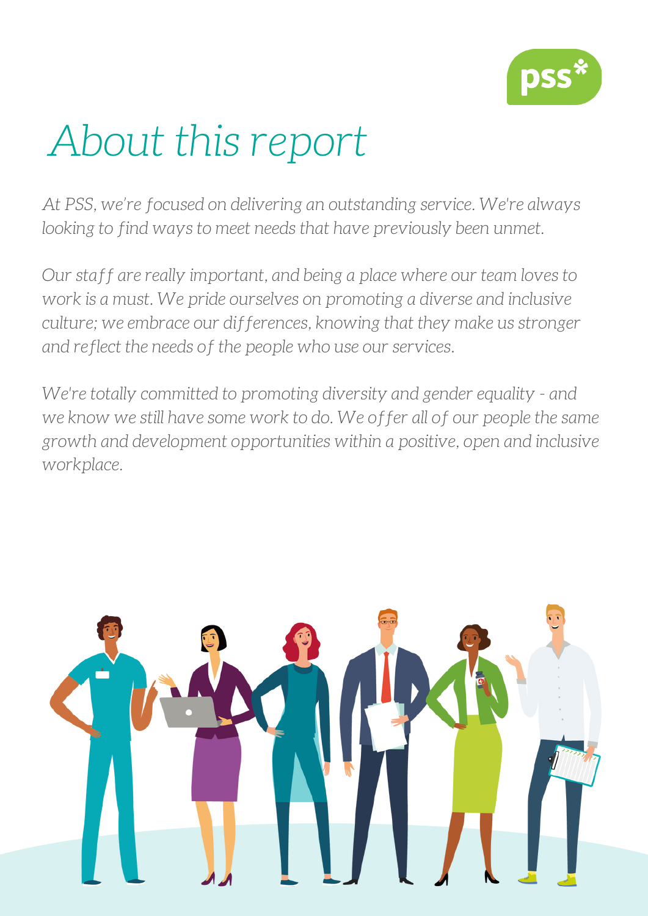# About this report

*At PSS, we're focused on delivering an outstanding service. We're always looking to find ways to meet needs that have previously been unmet.*

*Our staff are really important, and being a place where our team loves to work is a must. We pride ourselves on promoting a diverse and inclusive culture; we embrace our differences, knowing that they make us stronger and reflect the needs of the people who use our services.*

*We're totally committed to promoting diversity and gender equality - and we know we still have some work to do. We offer all of our people the same growth and development opportunities within a positive, open and inclusive workplace.*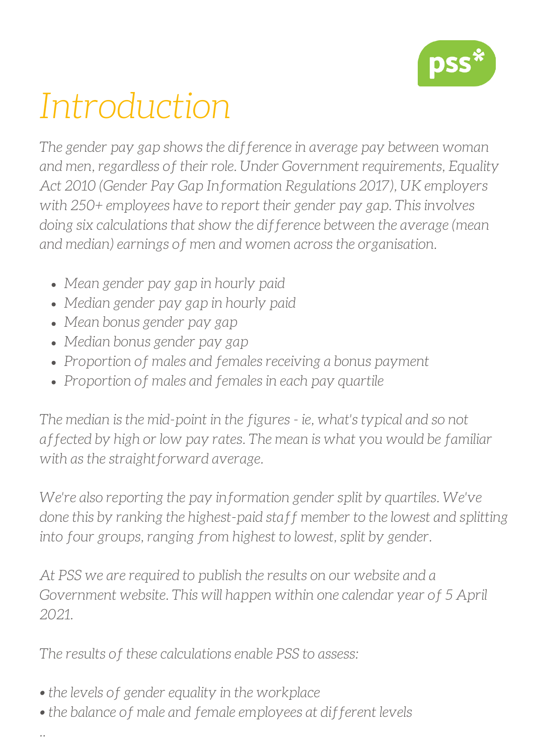# Introduction

*The gender pay gap shows the difference in average pay between woman and men, regardless of their role. Under Government requirements, Equality Act 2010 (Gender Pay Gap Information Regulations 2017), UK employers with 250+ employees have to report their gender pay gap. This involves doing six calculations that show the difference between the average (mean and median) earnings of men and women across the organisation.*

- *Mean gender pay gap in hourly paid*
- *Median gender pay gap in hourly paid*
- *Mean bonus gender pay gap*
- *Median bonus gender pay gap*
- *Proportion of males and females receiving a bonus payment*
- *Proportion of males and females in each pay quartile*

*The median is the mid-point in the figures - ie, what's typical and so not affected by high or low pay rates. The mean is what you would be familiar with as the straightforward average.*

*We're also reporting the pay information gender split by quartiles. We've done this by ranking the highest-paid staff member to the lowest and splitting into four groups, ranging from highest to lowest, split by gender.*

*At PSS we are required to publish the results on our website and a Government website. This will happen within one calendar year of 5 April 2021.*

*The results of these calculations enable PSS to assess:*

- *the levels of gender equality in the workplace*
- *the balance of male and female employees at different levels*

..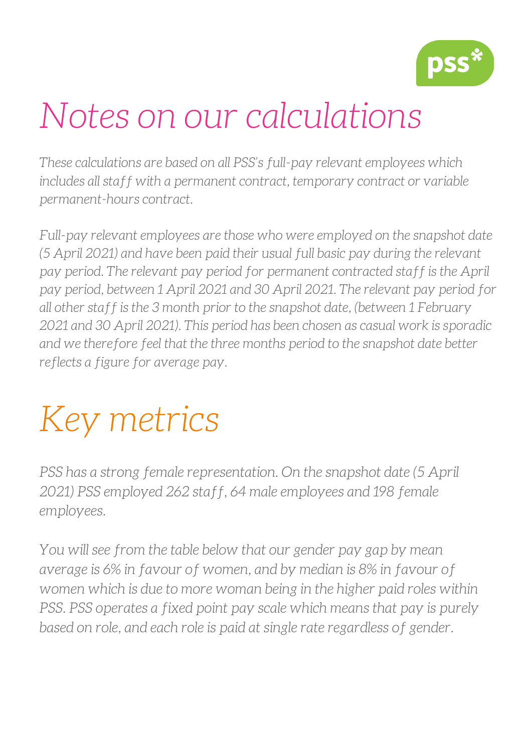# Notes on our calculations

*These calculations are based on all PSS's full-pay relevant employees which includes all staff with a permanent contract, temporary contract or variable permanent-hours contract.*

*Full-pay relevant employees are those who were employed on the snapshot date (5 April 2021) and have been paid their usual full basic pay during the relevant pay period. The relevant pay period for permanent contracted staff is the April pay period, between 1 April 2021 and 30 April 2021. The relevant pay period for all other staff is the 3 month prior to the snapshot date, (between 1 February 2021 and 30 April 2021). This period has been chosen as casual work is sporadic and we therefore feel that the three months period to the snapshot date better reflects a figure for average pay.*

# Key metrics

*PSS has a strong female representation. On the snapshot date (5 April 2021) PSS employed 262 staff, 64 male employees and 198 female employees.*

*You will see from the table below that our gender pay gap by mean average is 6% in favour of women, and by median is 8% in favour of women which is due to more woman being in the higher paid roles within PSS. PSS operates a fixed point pay scale which means that pay is purely based on role, and each role is paid at single rate regardless of gender.*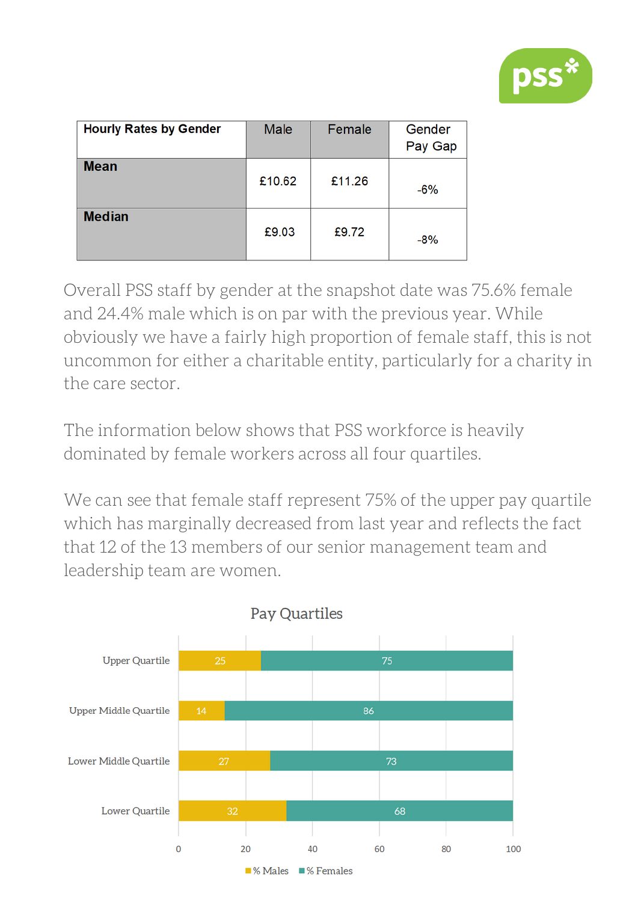| Hourly Rates by Gender | Male | Female | Gender Pay Gap |
|---|---|---|---|
| **Mean** | £10.62 | £11.26 | -6% |
| **Median** | £9.03 | £9.72 | -8% |

Overall PSS staff by gender at the snapshot date was 75.6% female and 24.4% male which is on par with the previous year. While obviously we have a fairly high proportion of female staff, this is not uncommon for either a charitable entity, particularly for a charity in the care sector.

The information below shows that PSS workforce is heavily dominated by female workers across all four quartiles.

We can see that female staff represent 75% of the upper pay quartile which has marginally decreased from last year and reflects the fact that 12 of the 13 members of our senior management team and leadership team are women.

**Pay Quartiles**

| Quartile | % Males | % Females |
|---|---|---|
| Upper Quartile | 25 | 75 |
| Upper Middle Quartile | 14 | 86 |
| Lower Middle Quartile | 27 | 73 |
| Lower Quartile | 32 | 68 |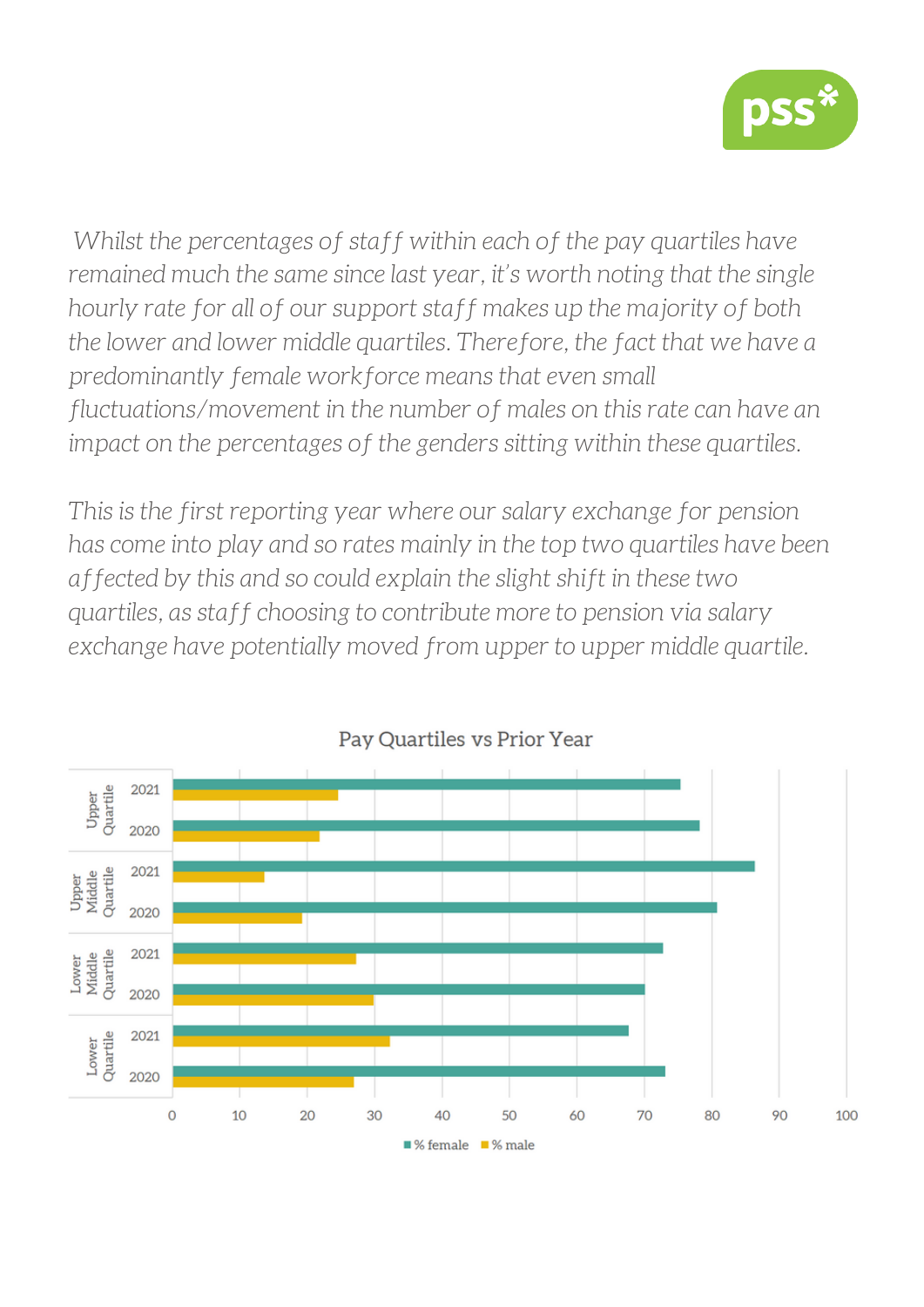*Whilst the percentages of staff within each of the pay quartiles have remained much the same since last year, it's worth noting that the single hourly rate for all of our support staff makes up the majority of both the lower and lower middle quartiles. Therefore, the fact that we have a predominantly female workforce means that even small fluctuations/movement in the number of males on this rate can have an impact on the percentages of the genders sitting within these quartiles.*

*This is the first reporting year where our salary exchange for pension has come into play and so rates mainly in the top two quartiles have been affected by this and so could explain the slight shift in these two quartiles, as staff choosing to contribute more to pension via salary exchange have potentially moved from upper to upper middle quartile.*

Pay Quartiles vs Prior Year

| Quartile | Year | % female | % male |
|---|---|---|---|
| Upper Quartile | 2021 | ~75 | ~25 |
| Upper Quartile | 2020 | ~78 | ~22 |
| Upper Middle Quartile | 2021 | ~86 | ~14 |
| Upper Middle Quartile | 2020 | ~81 | ~19 |
| Lower Middle Quartile | 2021 | ~73 | ~27 |
| Lower Middle Quartile | 2020 | ~70 | ~30 |
| Lower Quartile | 2021 | ~68 | ~32 |
| Lower Quartile | 2020 | ~73 | ~27 |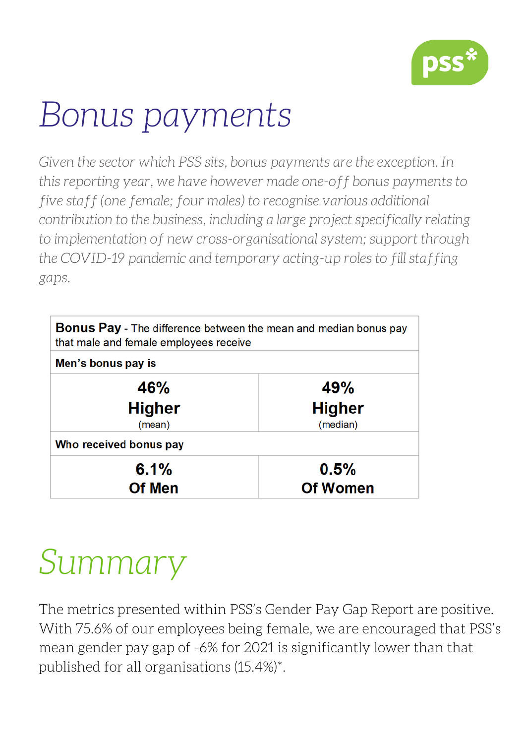# Bonus payments

*Given the sector which PSS sits, bonus payments are the exception. In this reporting year, we have however made one-off bonus payments to five staff (one female; four males) to recognise various additional contribution to the business, including a large project specifically relating to implementation of new cross-organisational system; support through the COVID-19 pandemic and temporary acting-up roles to fill staffing gaps.*

| **Bonus Pay** - The difference between the mean and median bonus pay that male and female employees receive | |
|---|---|
| **Men's bonus pay is** | |
| **46% Higher** (mean) | **49% Higher** (median) |
| **Who received bonus pay** | |
| **6.1% Of Men** | **0.5% Of Women** |

# Summary

The metrics presented within PSS's Gender Pay Gap Report are positive. With 75.6% of our employees being female, we are encouraged that PSS's mean gender pay gap of -6% for 2021 is significantly lower than that published for all organisations (15.4%)*.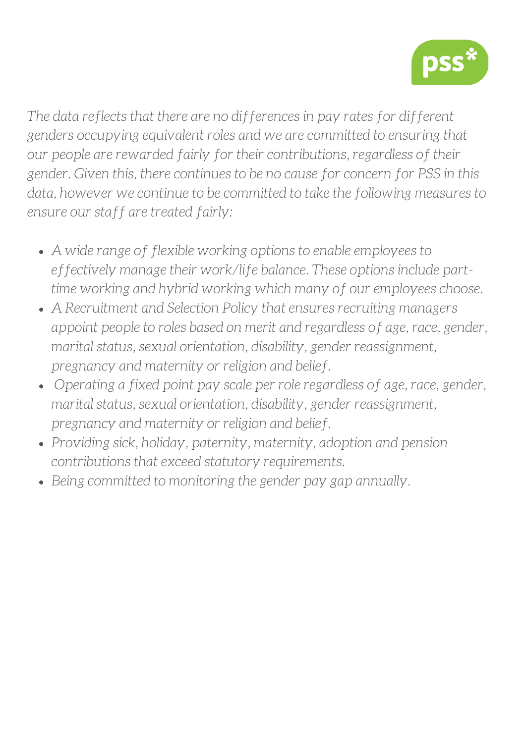*The data reflects that there are no differences in pay rates for different genders occupying equivalent roles and we are committed to ensuring that our people are rewarded fairly for their contributions, regardless of their gender. Given this, there continues to be no cause for concern for PSS in this data, however we continue to be committed to take the following measures to ensure our staff are treated fairly:*

- *A wide range of flexible working options to enable employees to effectively manage their work/life balance. These options include part-time working and hybrid working which many of our employees choose.*
- *A Recruitment and Selection Policy that ensures recruiting managers appoint people to roles based on merit and regardless of age, race, gender, marital status, sexual orientation, disability, gender reassignment, pregnancy and maternity or religion and belief.*
- *Operating a fixed point pay scale per role regardless of age, race, gender, marital status, sexual orientation, disability, gender reassignment, pregnancy and maternity or religion and belief.*
- *Providing sick, holiday, paternity, maternity, adoption and pension contributions that exceed statutory requirements.*
- *Being committed to monitoring the gender pay gap annually.*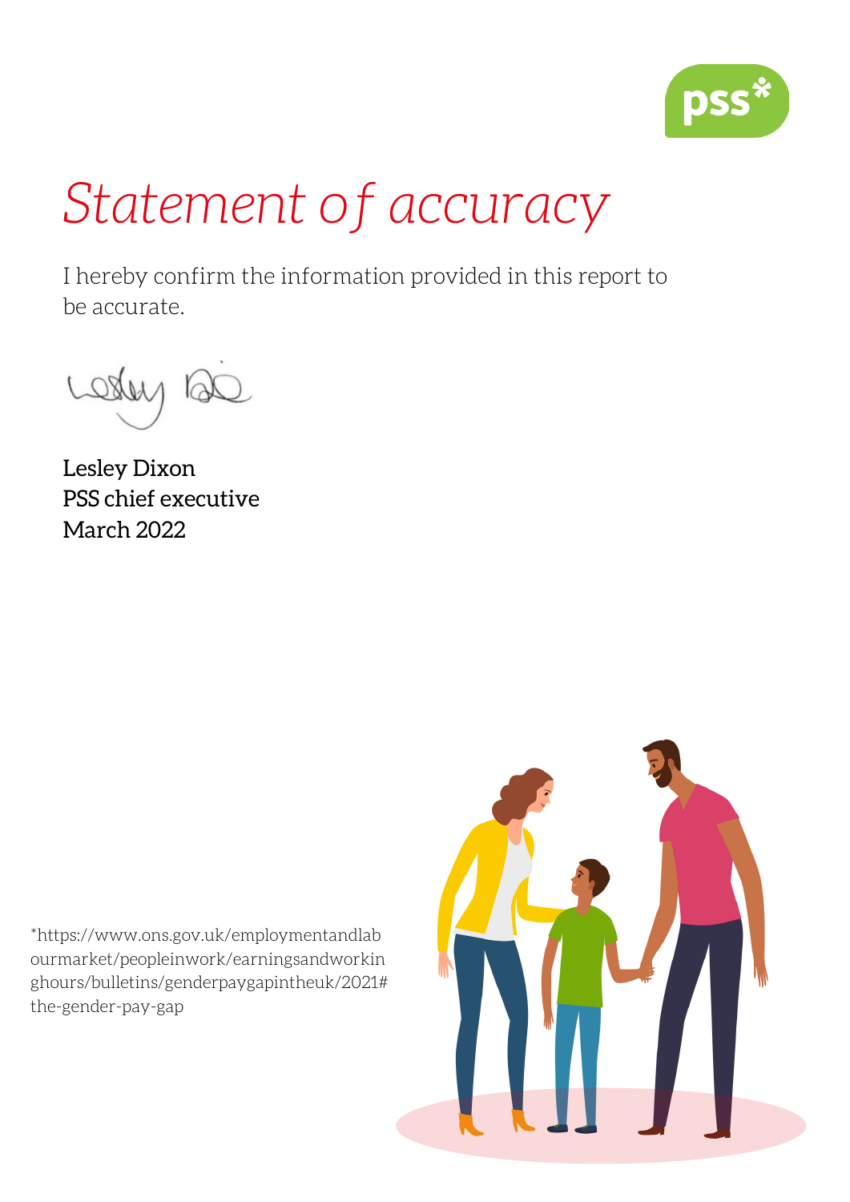# *Statement of accuracy*

I hereby confirm the information provided in this report to be accurate.

**Lesley Dixon**
**PSS chief executive**
**March 2022**

*https://www.ons.gov.uk/employmentandlabourmarket/peopleinwork/earningsandworkinghours/bulletins/genderpaygapintheuk/2021#the-gender-pay-gap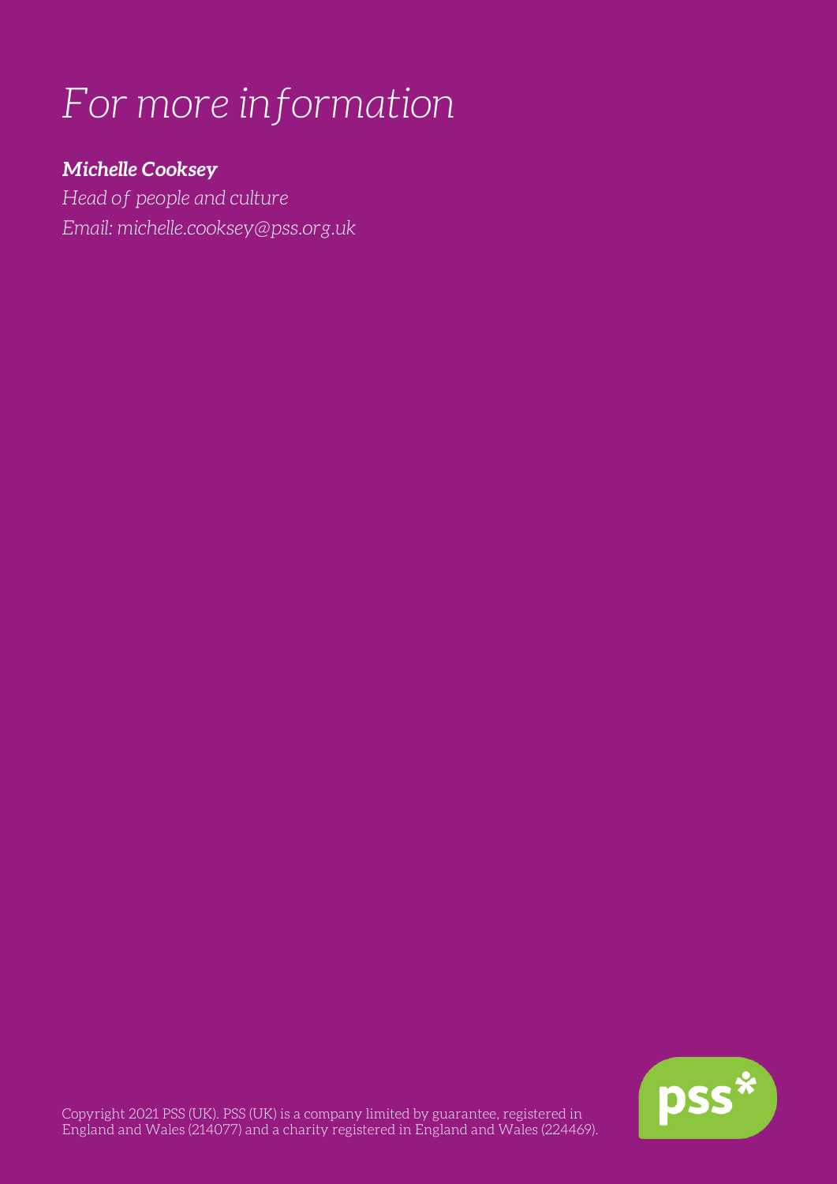# *For more information*

***Michelle Cooksey***

*Head of people and culture*

*Email: michelle.cooksey@pss.org.uk*

Copyright 2021 PSS (UK). PSS (UK) is a company limited by guarantee, registered in England and Wales (214077) and a charity registered in England and Wales (224469).